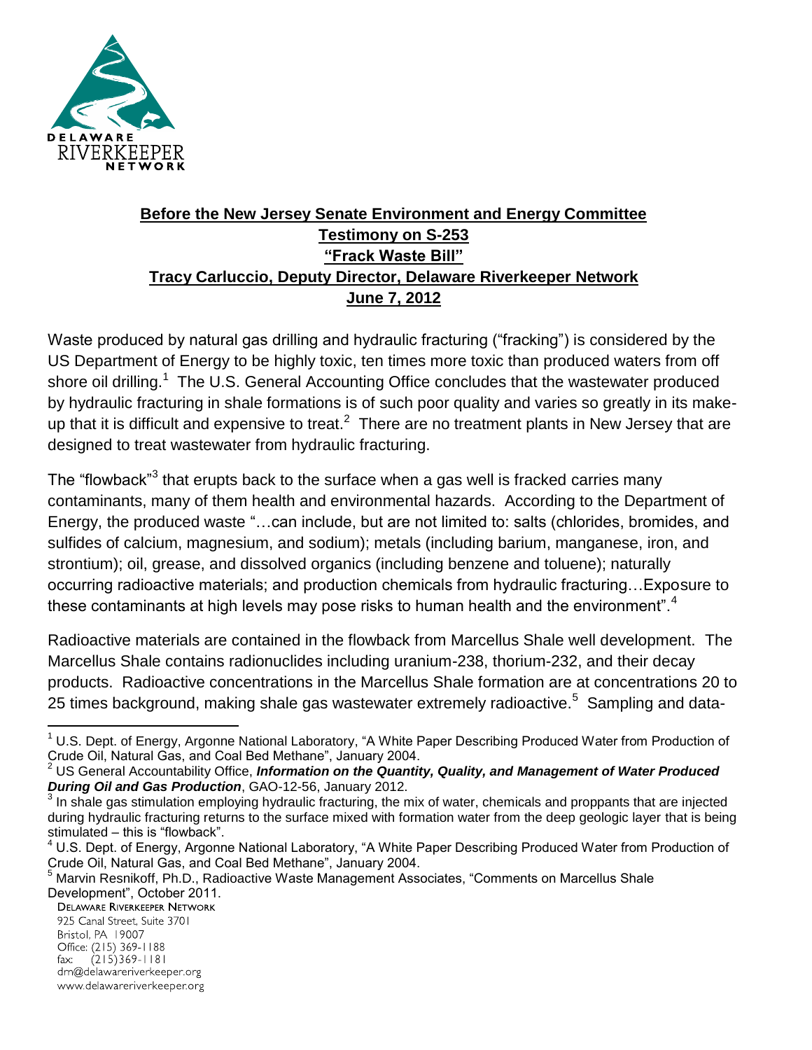DELAWARE RIVERKEEPER NETWORK

**Before the New Jersey Senate Environment and Energy Committee**
**Testimony on S-253**
**"Frack Waste Bill"**
**Tracy Carluccio, Deputy Director, Delaware Riverkeeper Network**
**June 7, 2012**

Waste produced by natural gas drilling and hydraulic fracturing ("fracking") is considered by the US Department of Energy to be highly toxic, ten times more toxic than produced waters from off shore oil drilling.[1] The U.S. General Accounting Office concludes that the wastewater produced by hydraulic fracturing in shale formations is of such poor quality and varies so greatly in its make-up that it is difficult and expensive to treat.[2] There are no treatment plants in New Jersey that are designed to treat wastewater from hydraulic fracturing.

The "flowback"[3] that erupts back to the surface when a gas well is fracked carries many contaminants, many of them health and environmental hazards. According to the Department of Energy, the produced waste "…can include, but are not limited to: salts (chlorides, bromides, and sulfides of calcium, magnesium, and sodium); metals (including barium, manganese, iron, and strontium); oil, grease, and dissolved organics (including benzene and toluene); naturally occurring radioactive materials; and production chemicals from hydraulic fracturing…Exposure to these contaminants at high levels may pose risks to human health and the environment".[4]

Radioactive materials are contained in the flowback from Marcellus Shale well development. The Marcellus Shale contains radionuclides including uranium-238, thorium-232, and their decay products. Radioactive concentrations in the Marcellus Shale formation are at concentrations 20 to 25 times background, making shale gas wastewater extremely radioactive.[5] Sampling and data-

---

[1] U.S. Dept. of Energy, Argonne National Laboratory, "A White Paper Describing Produced Water from Production of Crude Oil, Natural Gas, and Coal Bed Methane", January 2004.

[2] US General Accountability Office, ***Information on the Quantity, Quality, and Management of Water Produced During Oil and Gas Production***, GAO-12-56, January 2012.

[3] In shale gas stimulation employing hydraulic fracturing, the mix of water, chemicals and proppants that are injected during hydraulic fracturing returns to the surface mixed with formation water from the deep geologic layer that is being stimulated – this is "flowback".

[4] U.S. Dept. of Energy, Argonne National Laboratory, "A White Paper Describing Produced Water from Production of Crude Oil, Natural Gas, and Coal Bed Methane", January 2004.

[5] Marvin Resnikoff, Ph.D., Radioactive Waste Management Associates, "Comments on Marcellus Shale Development", October 2011.

DELAWARE RIVERKEEPER NETWORK
925 Canal Street, Suite 3701
Bristol, PA 19007
Office: (215) 369-1188
fax: (215)369-1181
drn@delawareriverkeeper.org
www.delawareriverkeeper.org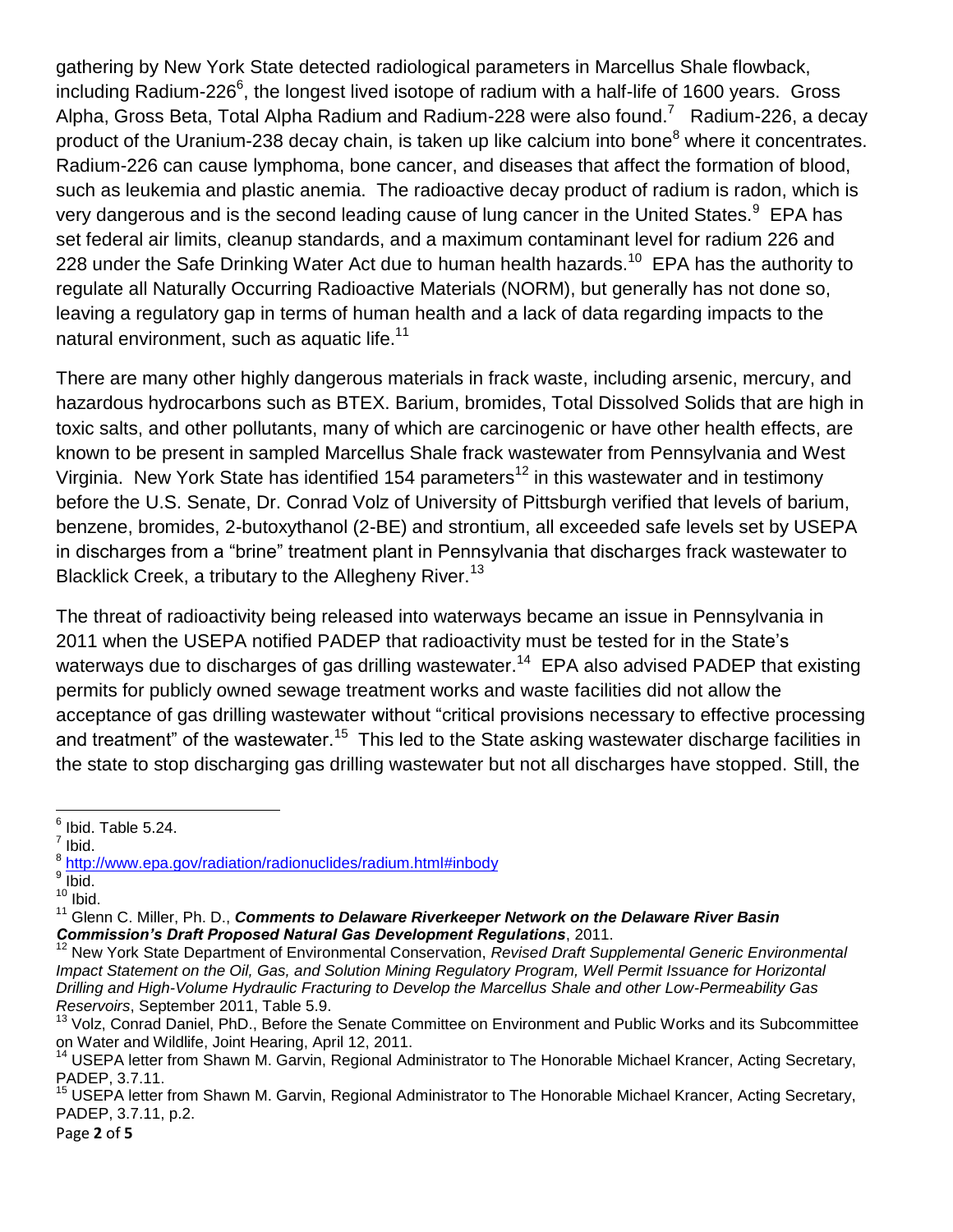gathering by New York State detected radiological parameters in Marcellus Shale flowback, including Radium-226[6], the longest lived isotope of radium with a half-life of 1600 years. Gross Alpha, Gross Beta, Total Alpha Radium and Radium-228 were also found.[7] Radium-226, a decay product of the Uranium-238 decay chain, is taken up like calcium into bone[8] where it concentrates. Radium-226 can cause lymphoma, bone cancer, and diseases that affect the formation of blood, such as leukemia and plastic anemia. The radioactive decay product of radium is radon, which is very dangerous and is the second leading cause of lung cancer in the United States.[9] EPA has set federal air limits, cleanup standards, and a maximum contaminant level for radium 226 and 228 under the Safe Drinking Water Act due to human health hazards.[10] EPA has the authority to regulate all Naturally Occurring Radioactive Materials (NORM), but generally has not done so, leaving a regulatory gap in terms of human health and a lack of data regarding impacts to the natural environment, such as aquatic life.[11]

There are many other highly dangerous materials in frack waste, including arsenic, mercury, and hazardous hydrocarbons such as BTEX. Barium, bromides, Total Dissolved Solids that are high in toxic salts, and other pollutants, many of which are carcinogenic or have other health effects, are known to be present in sampled Marcellus Shale frack wastewater from Pennsylvania and West Virginia. New York State has identified 154 parameters[12] in this wastewater and in testimony before the U.S. Senate, Dr. Conrad Volz of University of Pittsburgh verified that levels of barium, benzene, bromides, 2-butoxythanol (2-BE) and strontium, all exceeded safe levels set by USEPA in discharges from a "brine" treatment plant in Pennsylvania that discharges frack wastewater to Blacklick Creek, a tributary to the Allegheny River.[13]

The threat of radioactivity being released into waterways became an issue in Pennsylvania in 2011 when the USEPA notified PADEP that radioactivity must be tested for in the State's waterways due to discharges of gas drilling wastewater.[14] EPA also advised PADEP that existing permits for publicly owned sewage treatment works and waste facilities did not allow the acceptance of gas drilling wastewater without "critical provisions necessary to effective processing and treatment" of the wastewater.[15] This led to the State asking wastewater discharge facilities in the state to stop discharging gas drilling wastewater but not all discharges have stopped. Still, the

---

[6] Ibid. Table 5.24.

[7] Ibid.

[8] http://www.epa.gov/radiation/radionuclides/radium.html#inbody

[9] Ibid.

[10] Ibid.

[11] Glenn C. Miller, Ph. D., ***Comments to Delaware Riverkeeper Network on the Delaware River Basin Commission's Draft Proposed Natural Gas Development Regulations***, 2011.

[12] New York State Department of Environmental Conservation, *Revised Draft Supplemental Generic Environmental Impact Statement on the Oil, Gas, and Solution Mining Regulatory Program, Well Permit Issuance for Horizontal Drilling and High-Volume Hydraulic Fracturing to Develop the Marcellus Shale and other Low-Permeability Gas Reservoirs*, September 2011, Table 5.9.

[13] Volz, Conrad Daniel, PhD., Before the Senate Committee on Environment and Public Works and its Subcommittee on Water and Wildlife, Joint Hearing, April 12, 2011.

[14] USEPA letter from Shawn M. Garvin, Regional Administrator to The Honorable Michael Krancer, Acting Secretary, PADEP, 3.7.11.

[15] USEPA letter from Shawn M. Garvin, Regional Administrator to The Honorable Michael Krancer, Acting Secretary, PADEP, 3.7.11, p.2.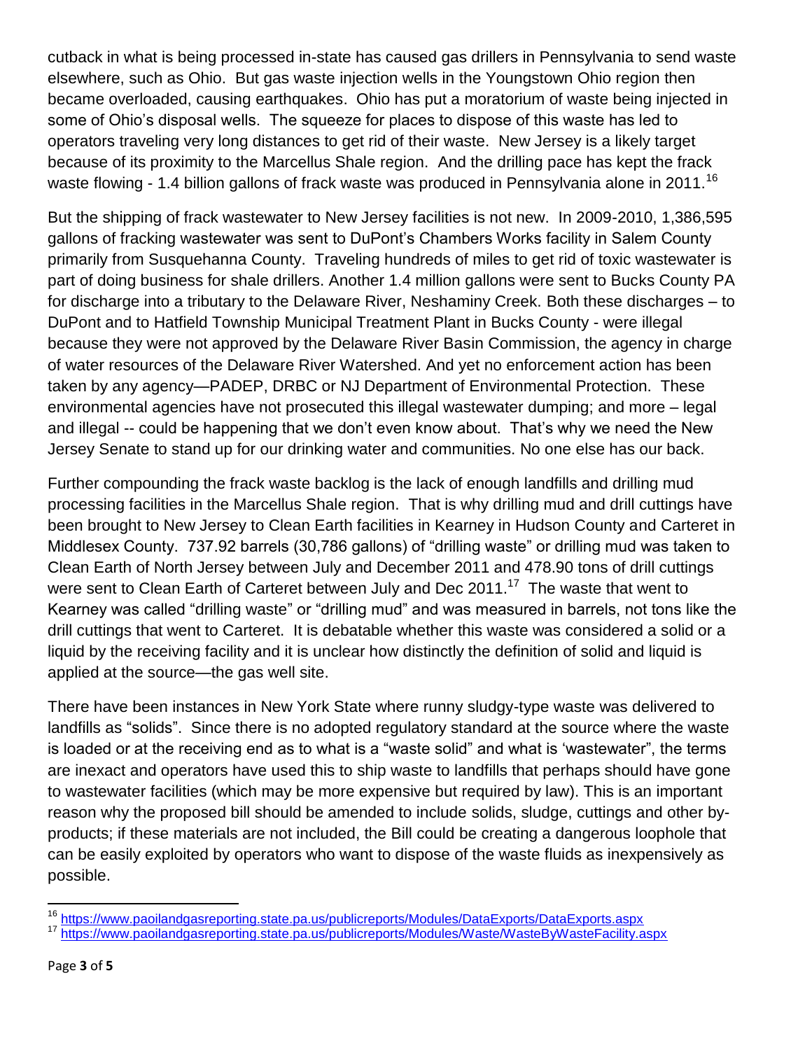cutback in what is being processed in-state has caused gas drillers in Pennsylvania to send waste elsewhere, such as Ohio. But gas waste injection wells in the Youngstown Ohio region then became overloaded, causing earthquakes. Ohio has put a moratorium of waste being injected in some of Ohio's disposal wells. The squeeze for places to dispose of this waste has led to operators traveling very long distances to get rid of their waste. New Jersey is a likely target because of its proximity to the Marcellus Shale region. And the drilling pace has kept the frack waste flowing - 1.4 billion gallons of frack waste was produced in Pennsylvania alone in 2011.[16]

But the shipping of frack wastewater to New Jersey facilities is not new. In 2009-2010, 1,386,595 gallons of fracking wastewater was sent to DuPont's Chambers Works facility in Salem County primarily from Susquehanna County. Traveling hundreds of miles to get rid of toxic wastewater is part of doing business for shale drillers. Another 1.4 million gallons were sent to Bucks County PA for discharge into a tributary to the Delaware River, Neshaminy Creek. Both these discharges – to DuPont and to Hatfield Township Municipal Treatment Plant in Bucks County - were illegal because they were not approved by the Delaware River Basin Commission, the agency in charge of water resources of the Delaware River Watershed. And yet no enforcement action has been taken by any agency—PADEP, DRBC or NJ Department of Environmental Protection. These environmental agencies have not prosecuted this illegal wastewater dumping; and more – legal and illegal -- could be happening that we don't even know about. That's why we need the New Jersey Senate to stand up for our drinking water and communities. No one else has our back.

Further compounding the frack waste backlog is the lack of enough landfills and drilling mud processing facilities in the Marcellus Shale region. That is why drilling mud and drill cuttings have been brought to New Jersey to Clean Earth facilities in Kearney in Hudson County and Carteret in Middlesex County. 737.92 barrels (30,786 gallons) of "drilling waste" or drilling mud was taken to Clean Earth of North Jersey between July and December 2011 and 478.90 tons of drill cuttings were sent to Clean Earth of Carteret between July and Dec 2011.[17] The waste that went to Kearney was called "drilling waste" or "drilling mud" and was measured in barrels, not tons like the drill cuttings that went to Carteret. It is debatable whether this waste was considered a solid or a liquid by the receiving facility and it is unclear how distinctly the definition of solid and liquid is applied at the source—the gas well site.

There have been instances in New York State where runny sludgy-type waste was delivered to landfills as "solids". Since there is no adopted regulatory standard at the source where the waste is loaded or at the receiving end as to what is a "waste solid" and what is 'wastewater", the terms are inexact and operators have used this to ship waste to landfills that perhaps should have gone to wastewater facilities (which may be more expensive but required by law). This is an important reason why the proposed bill should be amended to include solids, sludge, cuttings and other by-products; if these materials are not included, the Bill could be creating a dangerous loophole that can be easily exploited by operators who want to dispose of the waste fluids as inexpensively as possible.

---

[16] https://www.paoilandgasreporting.state.pa.us/publicreports/Modules/DataExports/DataExports.aspx

[17] https://www.paoilandgasreporting.state.pa.us/publicreports/Modules/Waste/WasteByWasteFacility.aspx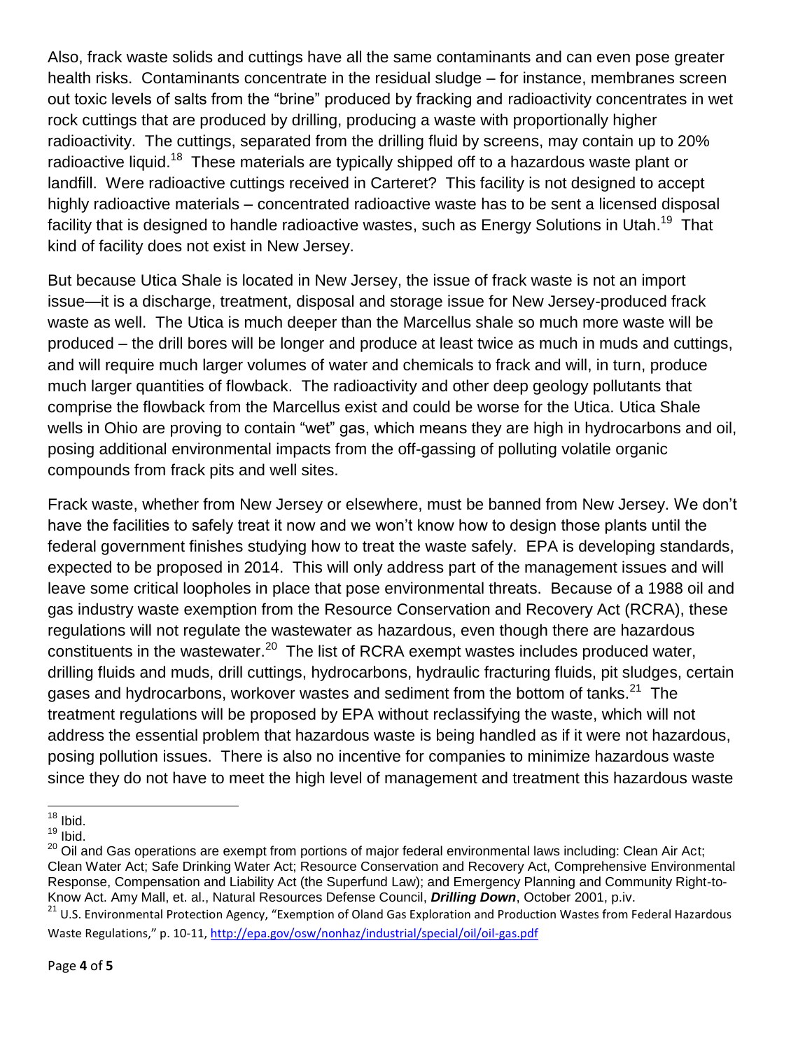Also, frack waste solids and cuttings have all the same contaminants and can even pose greater health risks. Contaminants concentrate in the residual sludge – for instance, membranes screen out toxic levels of salts from the "brine" produced by fracking and radioactivity concentrates in wet rock cuttings that are produced by drilling, producing a waste with proportionally higher radioactivity. The cuttings, separated from the drilling fluid by screens, may contain up to 20% radioactive liquid.[18] These materials are typically shipped off to a hazardous waste plant or landfill. Were radioactive cuttings received in Carteret? This facility is not designed to accept highly radioactive materials – concentrated radioactive waste has to be sent a licensed disposal facility that is designed to handle radioactive wastes, such as Energy Solutions in Utah.[19] That kind of facility does not exist in New Jersey.

But because Utica Shale is located in New Jersey, the issue of frack waste is not an import issue—it is a discharge, treatment, disposal and storage issue for New Jersey-produced frack waste as well. The Utica is much deeper than the Marcellus shale so much more waste will be produced – the drill bores will be longer and produce at least twice as much in muds and cuttings, and will require much larger volumes of water and chemicals to frack and will, in turn, produce much larger quantities of flowback. The radioactivity and other deep geology pollutants that comprise the flowback from the Marcellus exist and could be worse for the Utica. Utica Shale wells in Ohio are proving to contain "wet" gas, which means they are high in hydrocarbons and oil, posing additional environmental impacts from the off-gassing of polluting volatile organic compounds from frack pits and well sites.

Frack waste, whether from New Jersey or elsewhere, must be banned from New Jersey. We don't have the facilities to safely treat it now and we won't know how to design those plants until the federal government finishes studying how to treat the waste safely. EPA is developing standards, expected to be proposed in 2014. This will only address part of the management issues and will leave some critical loopholes in place that pose environmental threats. Because of a 1988 oil and gas industry waste exemption from the Resource Conservation and Recovery Act (RCRA), these regulations will not regulate the wastewater as hazardous, even though there are hazardous constituents in the wastewater.[20] The list of RCRA exempt wastes includes produced water, drilling fluids and muds, drill cuttings, hydrocarbons, hydraulic fracturing fluids, pit sludges, certain gases and hydrocarbons, workover wastes and sediment from the bottom of tanks.[21] The treatment regulations will be proposed by EPA without reclassifying the waste, which will not address the essential problem that hazardous waste is being handled as if it were not hazardous, posing pollution issues. There is also no incentive for companies to minimize hazardous waste since they do not have to meet the high level of management and treatment this hazardous waste

---

[18] Ibid.

[19] Ibid.

[20] Oil and Gas operations are exempt from portions of major federal environmental laws including: Clean Air Act; Clean Water Act; Safe Drinking Water Act; Resource Conservation and Recovery Act, Comprehensive Environmental Response, Compensation and Liability Act (the Superfund Law); and Emergency Planning and Community Right-to-Know Act. Amy Mall, et. al., Natural Resources Defense Council, ***Drilling Down***, October 2001, p.iv.

[21] U.S. Environmental Protection Agency, "Exemption of Oland Gas Exploration and Production Wastes from Federal Hazardous Waste Regulations," p. 10-11, http://epa.gov/osw/nonhaz/industrial/special/oil/oil-gas.pdf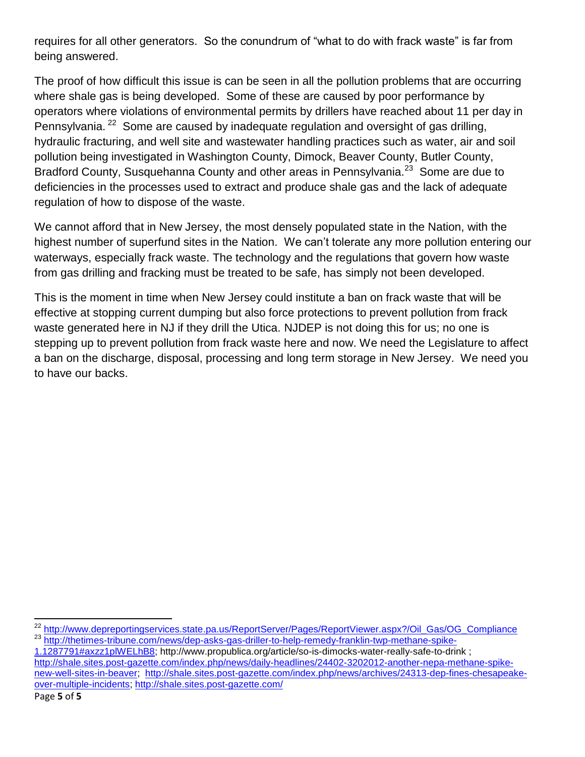requires for all other generators. So the conundrum of "what to do with frack waste" is far from being answered.

The proof of how difficult this issue is can be seen in all the pollution problems that are occurring where shale gas is being developed. Some of these are caused by poor performance by operators where violations of environmental permits by drillers have reached about 11 per day in Pennsylvania.[22] Some are caused by inadequate regulation and oversight of gas drilling, hydraulic fracturing, and well site and wastewater handling practices such as water, air and soil pollution being investigated in Washington County, Dimock, Beaver County, Butler County, Bradford County, Susquehanna County and other areas in Pennsylvania.[23] Some are due to deficiencies in the processes used to extract and produce shale gas and the lack of adequate regulation of how to dispose of the waste.

We cannot afford that in New Jersey, the most densely populated state in the Nation, with the highest number of superfund sites in the Nation. We can't tolerate any more pollution entering our waterways, especially frack waste. The technology and the regulations that govern how waste from gas drilling and fracking must be treated to be safe, has simply not been developed.

This is the moment in time when New Jersey could institute a ban on frack waste that will be effective at stopping current dumping but also force protections to prevent pollution from frack waste generated here in NJ if they drill the Utica. NJDEP is not doing this for us; no one is stepping up to prevent pollution from frack waste here and now. We need the Legislature to affect a ban on the discharge, disposal, processing and long term storage in New Jersey. We need you to have our backs.

---

[22] http://www.depreportingservices.state.pa.us/ReportServer/Pages/ReportViewer.aspx?/Oil_Gas/OG_Compliance

[23] http://thetimes-tribune.com/news/dep-asks-gas-driller-to-help-remedy-franklin-twp-methane-spike-1.1287791#axzz1plWELhB8; http://www.propublica.org/article/so-is-dimocks-water-really-safe-to-drink ; http://shale.sites.post-gazette.com/index.php/news/daily-headlines/24402-3202012-another-nepa-methane-spike-new-well-sites-in-beaver; http://shale.sites.post-gazette.com/index.php/news/archives/24313-dep-fines-chesapeake-over-multiple-incidents; http://shale.sites.post-gazette.com/